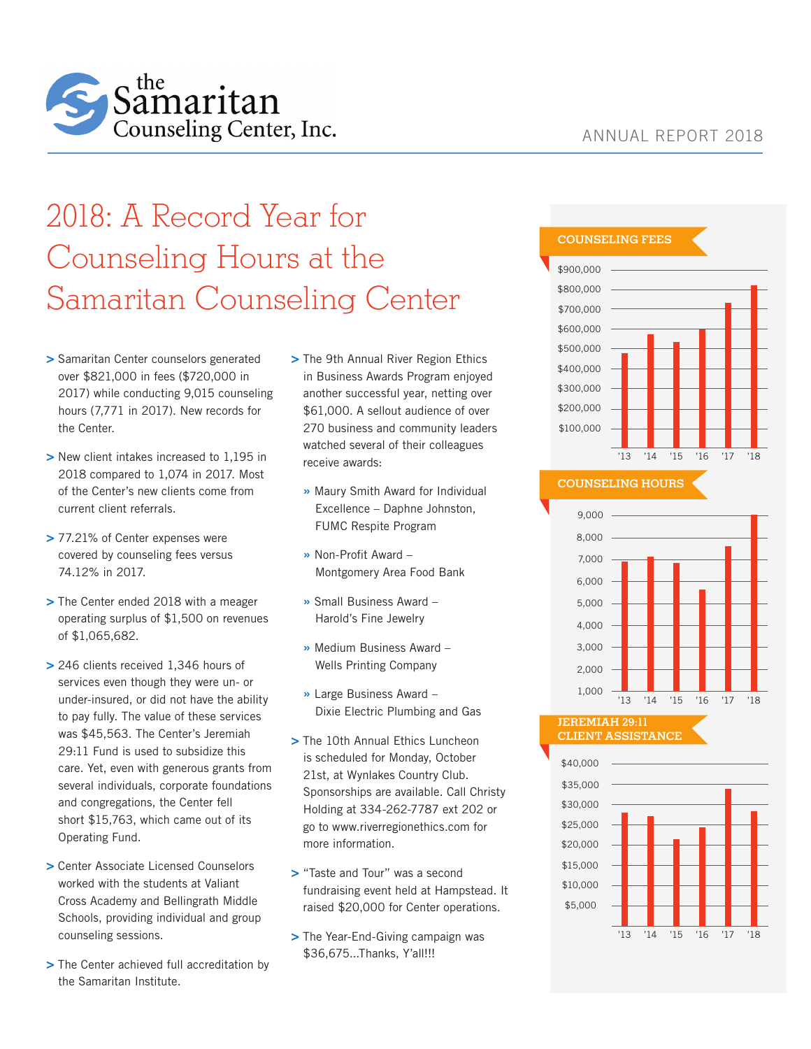# the Samaritan Counseling Center, Inc.

ANNUAL REPORT 2018

## 2018: A Record Year for Counseling Hours at the Samaritan Counseling Center

- Samaritan Center counselors generated over $821,000 in fees ($720,000 in 2017) while conducting 9,015 counseling hours (7,771 in 2017). New records for the Center.
- New client intakes increased to 1,195 in 2018 compared to 1,074 in 2017. Most of the Center's new clients come from current client referrals.
- 77.21% of Center expenses were covered by counseling fees versus 74.12% in 2017.
- The Center ended 2018 with a meager operating surplus of $1,500 on revenues of $1,065,682.
- 246 clients received 1,346 hours of services even though they were un- or under-insured, or did not have the ability to pay fully. The value of these services was $45,563. The Center's Jeremiah 29:11 Fund is used to subsidize this care. Yet, even with generous grants from several individuals, corporate foundations and congregations, the Center fell short $15,763, which came out of its Operating Fund.
- Center Associate Licensed Counselors worked with the students at Valiant Cross Academy and Bellingrath Middle Schools, providing individual and group counseling sessions.
- The Center achieved full accreditation by the Samaritan Institute.
- The 9th Annual River Region Ethics in Business Awards Program enjoyed another successful year, netting over $61,000. A sellout audience of over 270 business and community leaders watched several of their colleagues receive awards:
  - Maury Smith Award for Individual Excellence – Daphne Johnston, FUMC Respite Program
  - Non-Profit Award – Montgomery Area Food Bank
  - Small Business Award – Harold's Fine Jewelry
  - Medium Business Award – Wells Printing Company
  - Large Business Award – Dixie Electric Plumbing and Gas
- The 10th Annual Ethics Luncheon is scheduled for Monday, October 21st, at Wynlakes Country Club. Sponsorships are available. Call Christy Holding at 334-262-7787 ext 202 or go to www.riverregionethics.com for more information.
- "Taste and Tour" was a second fundraising event held at Hampstead. It raised $20,000 for Center operations.
- The Year-End-Giving campaign was $36,675...Thanks, Y'all!!!

### COUNSELING FEES

(Bar chart, '13–'18; y-axis $100,000–$900,000)

### COUNSELING HOURS

(Bar chart, '13–'18; y-axis 1,000–9,000)

### JEREMIAH 29:11 CLIENT ASSISTANCE

(Bar chart, '13–'18; y-axis $5,000–$40,000)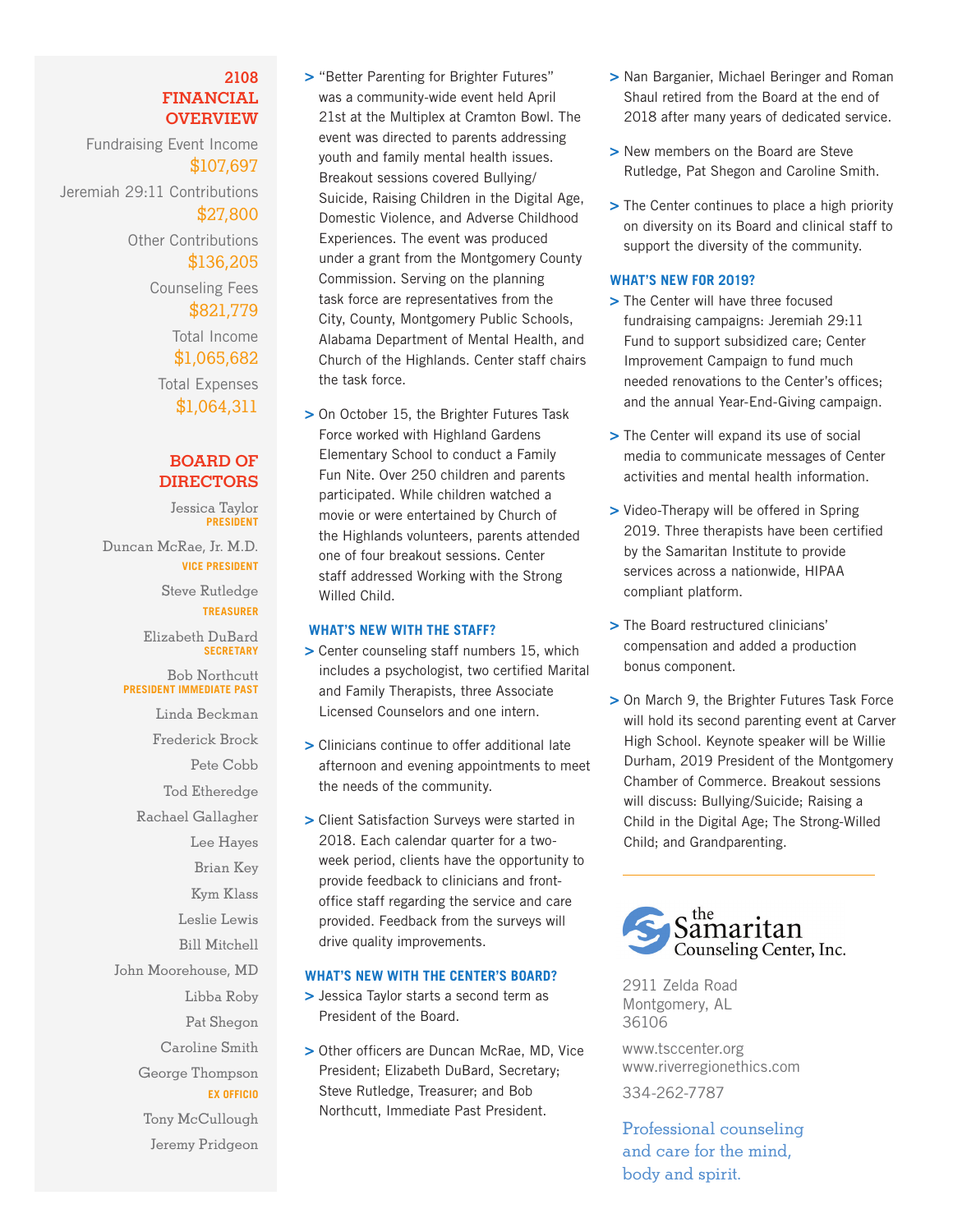## 2108 FINANCIAL OVERVIEW

Fundraising Event Income
$107,697

Jeremiah 29:11 Contributions
$27,800

Other Contributions
$136,205

Counseling Fees
$821,779

Total Income
$1,065,682

Total Expenses
$1,064,311

## BOARD OF DIRECTORS

Jessica Taylor
PRESIDENT

Duncan McRae, Jr. M.D.
VICE PRESIDENT

Steve Rutledge
TREASURER

Elizabeth DuBard
SECRETARY

Bob Northcutt
PRESIDENT IMMEDIATE PAST

Linda Beckman

Frederick Brock

Pete Cobb

Tod Etheredge

Rachael Gallagher

Lee Hayes

Brian Key

Kym Klass

Leslie Lewis

Bill Mitchell

John Moorehouse, MD

Libba Roby

Pat Shegon

Caroline Smith

George Thompson
EX OFFICIO

Tony McCullough

Jeremy Pridgeon

> "Better Parenting for Brighter Futures" was a community-wide event held April 21st at the Multiplex at Cramton Bowl. The event was directed to parents addressing youth and family mental health issues. Breakout sessions covered Bullying/ Suicide, Raising Children in the Digital Age, Domestic Violence, and Adverse Childhood Experiences. The event was produced under a grant from the Montgomery County Commission. Serving on the planning task force are representatives from the City, County, Montgomery Public Schools, Alabama Department of Mental Health, and Church of the Highlands. Center staff chairs the task force.

> On October 15, the Brighter Futures Task Force worked with Highland Gardens Elementary School to conduct a Family Fun Nite. Over 250 children and parents participated. While children watched a movie or were entertained by Church of the Highlands volunteers, parents attended one of four breakout sessions. Center staff addressed Working with the Strong Willed Child.

### WHAT'S NEW WITH THE STAFF?

> Center counseling staff numbers 15, which includes a psychologist, two certified Marital and Family Therapists, three Associate Licensed Counselors and one intern.

> Clinicians continue to offer additional late afternoon and evening appointments to meet the needs of the community.

> Client Satisfaction Surveys were started in 2018. Each calendar quarter for a two-week period, clients have the opportunity to provide feedback to clinicians and front-office staff regarding the service and care provided. Feedback from the surveys will drive quality improvements.

### WHAT'S NEW WITH THE CENTER'S BOARD?

> Jessica Taylor starts a second term as President of the Board.

> Other officers are Duncan McRae, MD, Vice President; Elizabeth DuBard, Secretary; Steve Rutledge, Treasurer; and Bob Northcutt, Immediate Past President.

> Nan Barganier, Michael Beringer and Roman Shaul retired from the Board at the end of 2018 after many years of dedicated service.

> New members on the Board are Steve Rutledge, Pat Shegon and Caroline Smith.

> The Center continues to place a high priority on diversity on its Board and clinical staff to support the diversity of the community.

### WHAT'S NEW FOR 2019?

> The Center will have three focused fundraising campaigns: Jeremiah 29:11 Fund to support subsidized care; Center Improvement Campaign to fund much needed renovations to the Center's offices; and the annual Year-End-Giving campaign.

> The Center will expand its use of social media to communicate messages of Center activities and mental health information.

> Video-Therapy will be offered in Spring 2019. Three therapists have been certified by the Samaritan Institute to provide services across a nationwide, HIPAA compliant platform.

> The Board restructured clinicians' compensation and added a production bonus component.

> On March 9, the Brighter Futures Task Force will hold its second parenting event at Carver High School. Keynote speaker will be Willie Durham, 2019 President of the Montgomery Chamber of Commerce. Breakout sessions will discuss: Bullying/Suicide; Raising a Child in the Digital Age; The Strong-Willed Child; and Grandparenting.

---

the Samaritan Counseling Center, Inc.

2911 Zelda Road
Montgomery, AL
36106

www.tsccenter.org
www.riverregionethics.com

334-262-7787

Professional counseling and care for the mind, body and spirit.